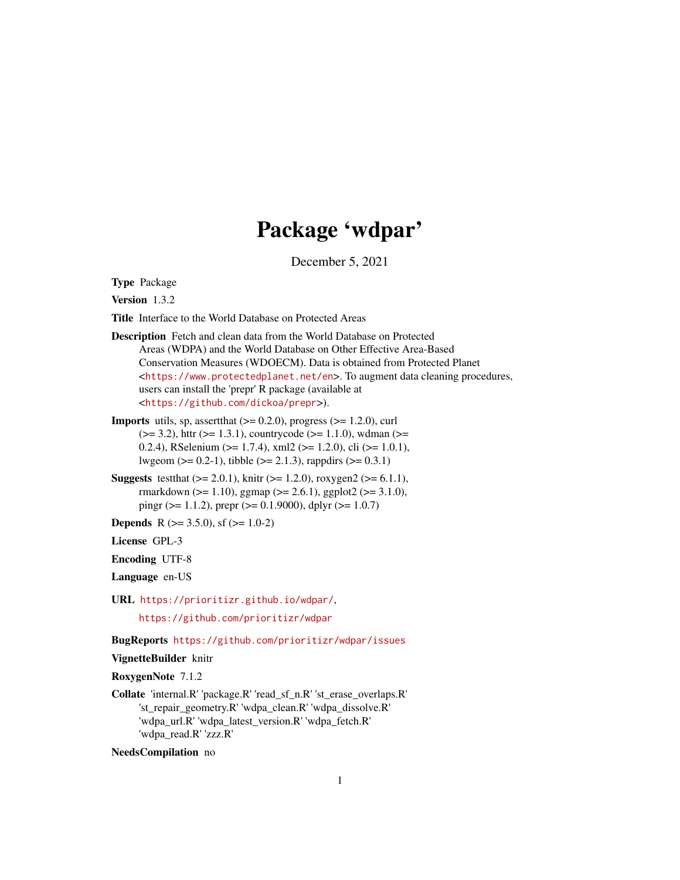# Package 'wdpar'

December 5, 2021

**Type** Package

**Version** 1.3.2

**Title** Interface to the World Database on Protected Areas

**Description** Fetch and clean data from the World Database on Protected Areas (WDPA) and the World Database on Other Effective Area-Based Conservation Measures (WDOECM). Data is obtained from Protected Planet <https://www.protectedplanet.net/en>. To augment data cleaning procedures, users can install the 'prepr' R package (available at <https://github.com/dickoa/prepr>).

**Imports** utils, sp, assertthat (>= 0.2.0), progress (>= 1.2.0), curl (>= 3.2), httr (>= 1.3.1), countrycode (>= 1.1.0), wdman (>= 0.2.4), RSelenium (>= 1.7.4), xml2 (>= 1.2.0), cli (>= 1.0.1), lwgeom (>= 0.2-1), tibble (>= 2.1.3), rappdirs (>= 0.3.1)

**Suggests** testthat (>= 2.0.1), knitr (>= 1.2.0), roxygen2 (>= 6.1.1), rmarkdown (>= 1.10), ggmap (>= 2.6.1), ggplot2 (>= 3.1.0), pingr (>= 1.1.2), prepr (>= 0.1.9000), dplyr (>= 1.0.7)

**Depends** R (>= 3.5.0), sf (>= 1.0-2)

**License** GPL-3

**Encoding** UTF-8

**Language** en-US

**URL** https://prioritizr.github.io/wdpar/,

https://github.com/prioritizr/wdpar

**BugReports** https://github.com/prioritizr/wdpar/issues

**VignetteBuilder** knitr

**RoxygenNote** 7.1.2

**Collate** 'internal.R' 'package.R' 'read_sf_n.R' 'st_erase_overlaps.R' 'st_repair_geometry.R' 'wdpa_clean.R' 'wdpa_dissolve.R' 'wdpa_url.R' 'wdpa_latest_version.R' 'wdpa_fetch.R' 'wdpa_read.R' 'zzz.R'

**NeedsCompilation** no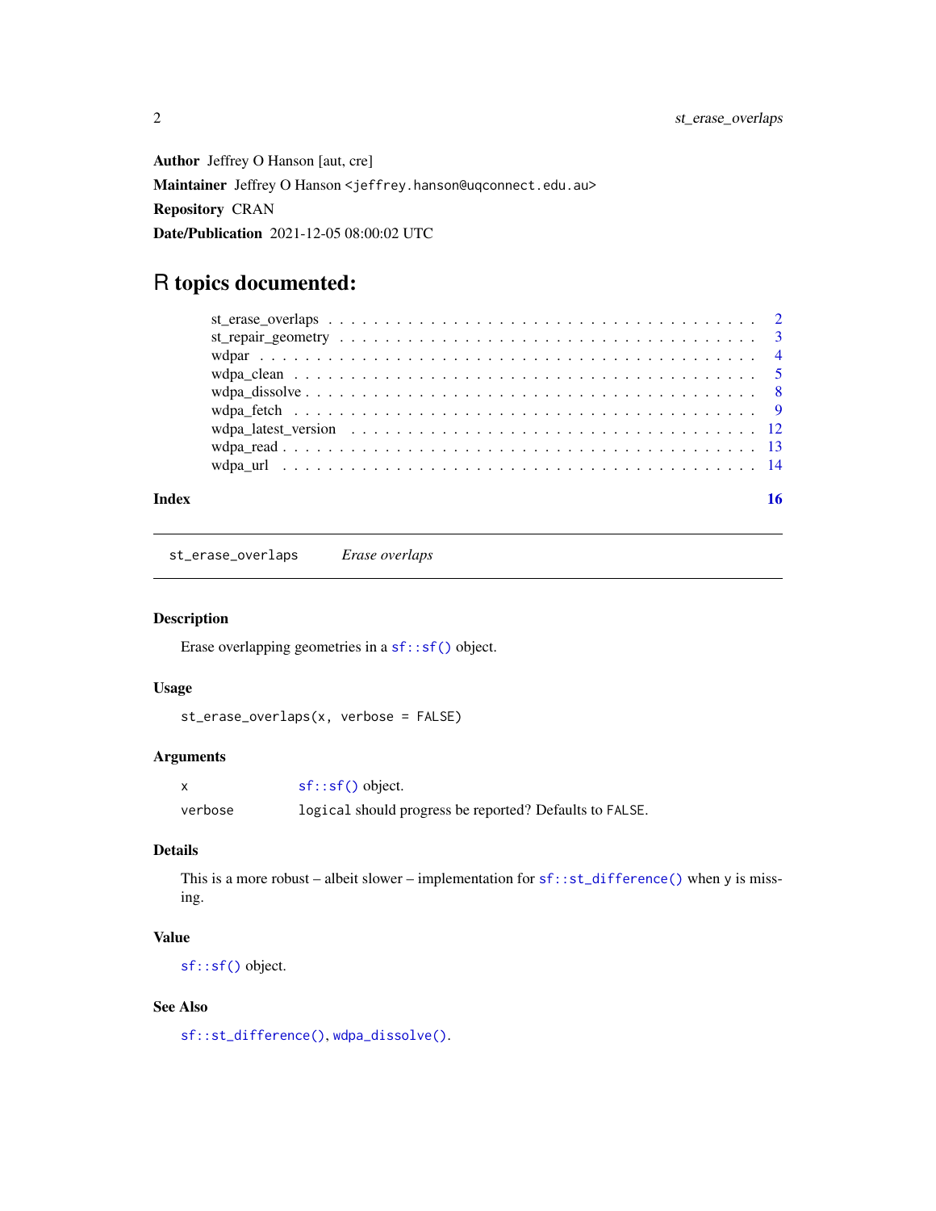**Author** Jeffrey O Hanson [aut, cre]

**Maintainer** Jeffrey O Hanson <jeffrey.hanson@uqconnect.edu.au>

**Repository** CRAN

**Date/Publication** 2021-12-05 08:00:02 UTC

# R topics documented:

- st_erase_overlaps . . . . . . . . . . . . . . . . . . . . . . . . . . . . . . . . . . . . 2
- st_repair_geometry . . . . . . . . . . . . . . . . . . . . . . . . . . . . . . . . . . . 3
- wdpar . . . . . . . . . . . . . . . . . . . . . . . . . . . . . . . . . . . . . . . . . . 4
- wdpa_clean . . . . . . . . . . . . . . . . . . . . . . . . . . . . . . . . . . . . . . . 5
- wdpa_dissolve . . . . . . . . . . . . . . . . . . . . . . . . . . . . . . . . . . . . . 8
- wdpa_fetch . . . . . . . . . . . . . . . . . . . . . . . . . . . . . . . . . . . . . . . 9
- wdpa_latest_version . . . . . . . . . . . . . . . . . . . . . . . . . . . . . . . . . . 12
- wdpa_read . . . . . . . . . . . . . . . . . . . . . . . . . . . . . . . . . . . . . . . 13
- wdpa_url . . . . . . . . . . . . . . . . . . . . . . . . . . . . . . . . . . . . . . . . 14

**Index** 16

---

## st_erase_overlaps *Erase overlaps*

---

### Description

Erase overlapping geometries in a `sf::sf()` object.

### Usage

```
st_erase_overlaps(x, verbose = FALSE)
```

### Arguments

| | |
|---|---|
| `x` | `sf::sf()` object. |
| `verbose` | `logical` should progress be reported? Defaults to `FALSE`. |

### Details

This is a more robust – albeit slower – implementation for `sf::st_difference()` when `y` is missing.

### Value

`sf::sf()` object.

### See Also

`sf::st_difference()`, `wdpa_dissolve()`.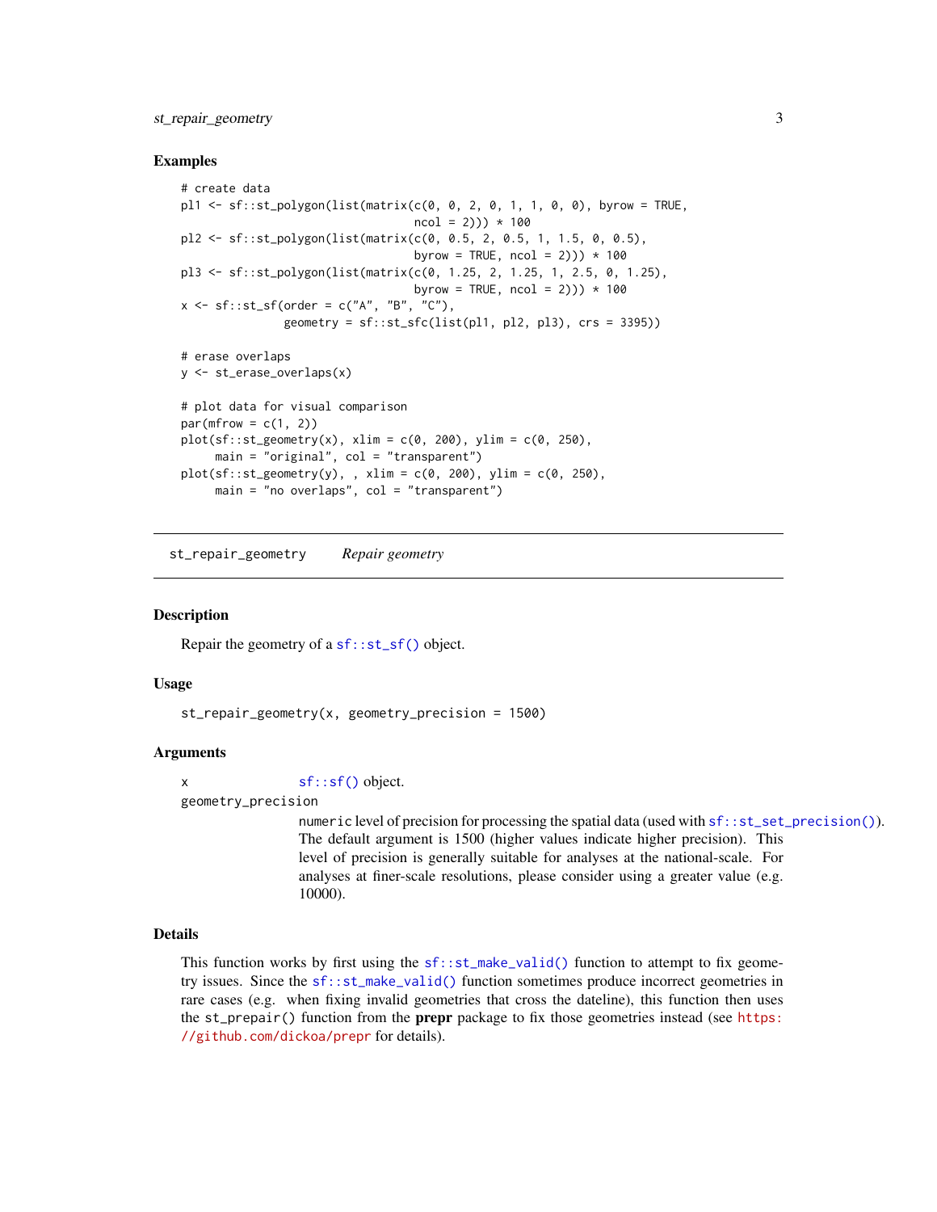## Examples

```
# create data
pl1 <- sf::st_polygon(list(matrix(c(0, 0, 2, 0, 1, 1, 0, 0), byrow = TRUE,
                              ncol = 2))) * 100
pl2 <- sf::st_polygon(list(matrix(c(0, 0.5, 2, 0.5, 1, 1.5, 0, 0.5),
                              byrow = TRUE, ncol = 2))) * 100
pl3 <- sf::st_polygon(list(matrix(c(0, 1.25, 2, 1.25, 1, 2.5, 0, 1.25),
                              byrow = TRUE, ncol = 2))) * 100
x <- sf::st_sf(order = c("A", "B", "C"),
               geometry = sf::st_sfc(list(pl1, pl2, pl3), crs = 3395))

# erase overlaps
y <- st_erase_overlaps(x)

# plot data for visual comparison
par(mfrow = c(1, 2))
plot(sf::st_geometry(x), xlim = c(0, 200), ylim = c(0, 250),
     main = "original", col = "transparent")
plot(sf::st_geometry(y), , xlim = c(0, 200), ylim = c(0, 250),
     main = "no overlaps", col = "transparent")
```

---

`st_repair_geometry` *Repair geometry*

---

## Description

Repair the geometry of a `sf::st_sf()` object.

## Usage

```
st_repair_geometry(x, geometry_precision = 1500)
```

## Arguments

`x` `sf::sf()` object.

`geometry_precision`
`numeric` level of precision for processing the spatial data (used with `sf::st_set_precision()`). The default argument is 1500 (higher values indicate higher precision). This level of precision is generally suitable for analyses at the national-scale. For analyses at finer-scale resolutions, please consider using a greater value (e.g. 10000).

## Details

This function works by first using the `sf::st_make_valid()` function to attempt to fix geometry issues. Since the `sf::st_make_valid()` function sometimes produce incorrect geometries in rare cases (e.g. when fixing invalid geometries that cross the dateline), this function then uses the `st_prepair()` function from the **prepr** package to fix those geometries instead (see https://github.com/dickoa/prepr for details).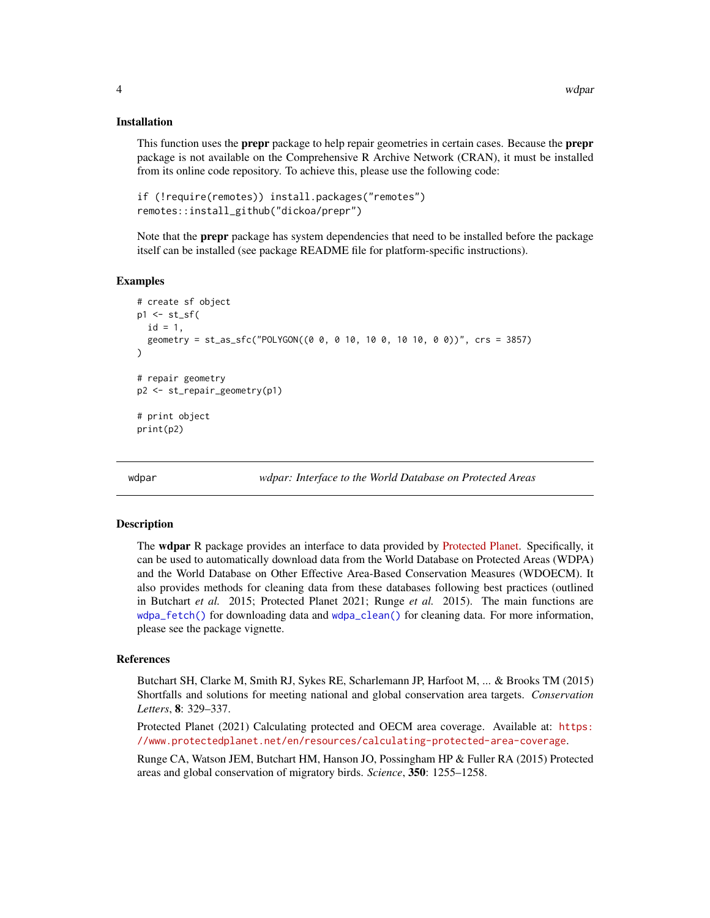### Installation

This function uses the **prepr** package to help repair geometries in certain cases. Because the **prepr** package is not available on the Comprehensive R Archive Network (CRAN), it must be installed from its online code repository. To achieve this, please use the following code:

```
if (!require(remotes)) install.packages("remotes")
remotes::install_github("dickoa/prepr")
```

Note that the **prepr** package has system dependencies that need to be installed before the package itself can be installed (see package README file for platform-specific instructions).

### Examples

```
# create sf object
p1 <- st_sf(
  id = 1,
  geometry = st_as_sfc("POLYGON((0 0, 0 10, 10 0, 10 10, 0 0))", crs = 3857)
)

# repair geometry
p2 <- st_repair_geometry(p1)

# print object
print(p2)
```

---

## wdpar — *wdpar: Interface to the World Database on Protected Areas*

### Description

The **wdpar** R package provides an interface to data provided by Protected Planet. Specifically, it can be used to automatically download data from the World Database on Protected Areas (WDPA) and the World Database on Other Effective Area-Based Conservation Measures (WDOECM). It also provides methods for cleaning data from these databases following best practices (outlined in Butchart *et al.* 2015; Protected Planet 2021; Runge *et al.* 2015). The main functions are `wdpa_fetch()` for downloading data and `wdpa_clean()` for cleaning data. For more information, please see the package vignette.

### References

Butchart SH, Clarke M, Smith RJ, Sykes RE, Scharlemann JP, Harfoot M, ... & Brooks TM (2015) Shortfalls and solutions for meeting national and global conservation area targets. *Conservation Letters*, **8**: 329–337.

Protected Planet (2021) Calculating protected and OECM area coverage. Available at: https://www.protectedplanet.net/en/resources/calculating-protected-area-coverage.

Runge CA, Watson JEM, Butchart HM, Hanson JO, Possingham HP & Fuller RA (2015) Protected areas and global conservation of migratory birds. *Science*, **350**: 1255–1258.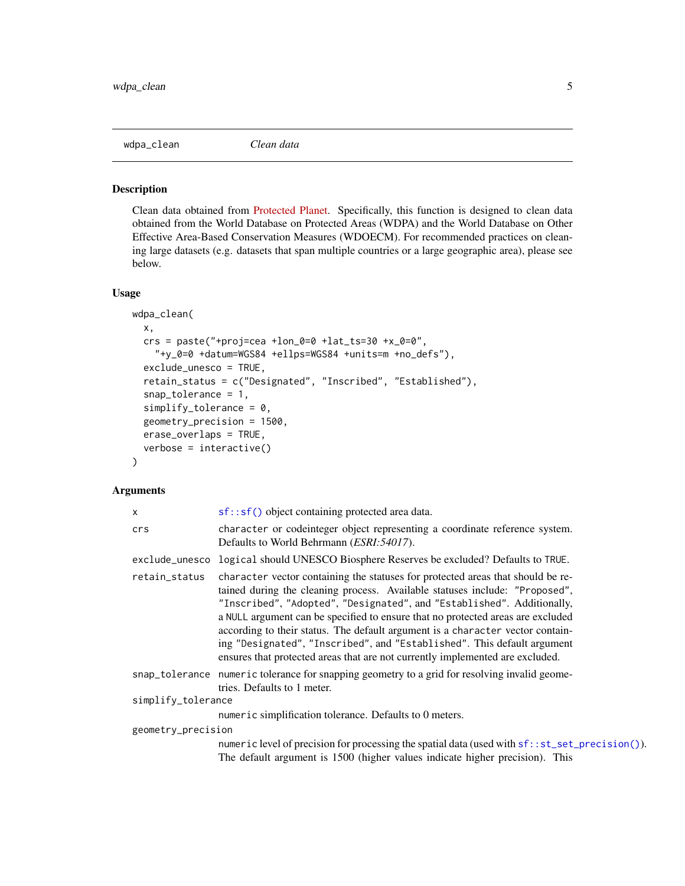## wdpa_clean — *Clean data*

### Description

Clean data obtained from Protected Planet. Specifically, this function is designed to clean data obtained from the World Database on Protected Areas (WDPA) and the World Database on Other Effective Area-Based Conservation Measures (WDOECM). For recommended practices on cleaning large datasets (e.g. datasets that span multiple countries or a large geographic area), please see below.

### Usage

```
wdpa_clean(
  x,
  crs = paste("+proj=cea +lon_0=0 +lat_ts=30 +x_0=0",
    "+y_0=0 +datum=WGS84 +ellps=WGS84 +units=m +no_defs"),
  exclude_unesco = TRUE,
  retain_status = c("Designated", "Inscribed", "Established"),
  snap_tolerance = 1,
  simplify_tolerance = 0,
  geometry_precision = 1500,
  erase_overlaps = TRUE,
  verbose = interactive()
)
```

### Arguments

`x` — `sf::sf()` object containing protected area data.

`crs` — `character` or codeinteger object representing a coordinate reference system. Defaults to World Behrmann (*ESRI:54017*).

`exclude_unesco` — `logical` should UNESCO Biosphere Reserves be excluded? Defaults to `TRUE`.

`retain_status` — `character` vector containing the statuses for protected areas that should be retained during the cleaning process. Available statuses include: `"Proposed"`, `"Inscribed"`, `"Adopted"`, `"Designated"`, and `"Established"`. Additionally, a `NULL` argument can be specified to ensure that no protected areas are excluded according to their status. The default argument is a `character` vector containing `"Designated"`, `"Inscribed"`, and `"Established"`. This default argument ensures that protected areas that are not currently implemented are excluded.

`snap_tolerance` — `numeric` tolerance for snapping geometry to a grid for resolving invalid geometries. Defaults to 1 meter.

`simplify_tolerance` — `numeric` simplification tolerance. Defaults to 0 meters.

`geometry_precision` — `numeric` level of precision for processing the spatial data (used with `sf::st_set_precision()`). The default argument is 1500 (higher values indicate higher precision). This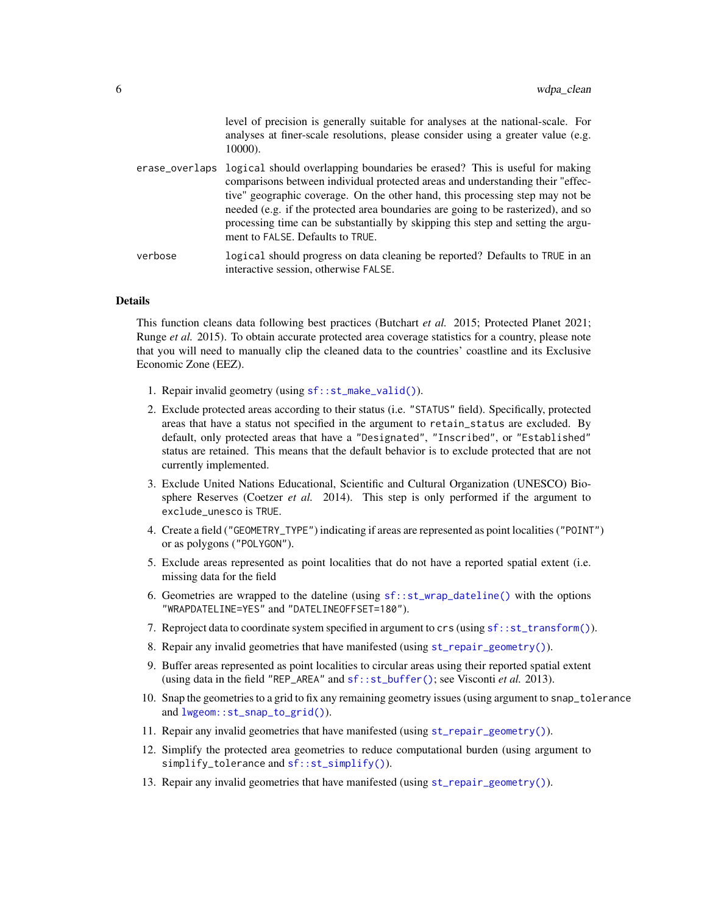level of precision is generally suitable for analyses at the national-scale. For analyses at finer-scale resolutions, please consider using a greater value (e.g. 10000).

`erase_overlaps` `logical` should overlapping boundaries be erased? This is useful for making comparisons between individual protected areas and understanding their "effective" geographic coverage. On the other hand, this processing step may not be needed (e.g. if the protected area boundaries are going to be rasterized), and so processing time can be substantially by skipping this step and setting the argument to `FALSE`. Defaults to `TRUE`.

`verbose` `logical` should progress on data cleaning be reported? Defaults to `TRUE` in an interactive session, otherwise `FALSE`.

## Details

This function cleans data following best practices (Butchart *et al.* 2015; Protected Planet 2021; Runge *et al.* 2015). To obtain accurate protected area coverage statistics for a country, please note that you will need to manually clip the cleaned data to the countries' coastline and its Exclusive Economic Zone (EEZ).

1. Repair invalid geometry (using `sf::st_make_valid()`).
2. Exclude protected areas according to their status (i.e. `"STATUS"` field). Specifically, protected areas that have a status not specified in the argument to `retain_status` are excluded. By default, only protected areas that have a `"Designated"`, `"Inscribed"`, or `"Established"` status are retained. This means that the default behavior is to exclude protected that are not currently implemented.
3. Exclude United Nations Educational, Scientific and Cultural Organization (UNESCO) Biosphere Reserves (Coetzer *et al.* 2014). This step is only performed if the argument to `exclude_unesco` is `TRUE`.
4. Create a field (`"GEOMETRY_TYPE"`) indicating if areas are represented as point localities (`"POINT"`) or as polygons (`"POLYGON"`).
5. Exclude areas represented as point localities that do not have a reported spatial extent (i.e. missing data for the field
6. Geometries are wrapped to the dateline (using `sf::st_wrap_dateline()` with the options `"WRAPDATELINE=YES"` and `"DATELINEOFFSET=180"`).
7. Reproject data to coordinate system specified in argument to `crs` (using `sf::st_transform()`).
8. Repair any invalid geometries that have manifested (using `st_repair_geometry()`).
9. Buffer areas represented as point localities to circular areas using their reported spatial extent (using data in the field `"REP_AREA"` and `sf::st_buffer()`; see Visconti *et al.* 2013).
10. Snap the geometries to a grid to fix any remaining geometry issues (using argument to `snap_tolerance` and `lwgeom::st_snap_to_grid()`).
11. Repair any invalid geometries that have manifested (using `st_repair_geometry()`).
12. Simplify the protected area geometries to reduce computational burden (using argument to `simplify_tolerance` and `sf::st_simplify()`).
13. Repair any invalid geometries that have manifested (using `st_repair_geometry()`).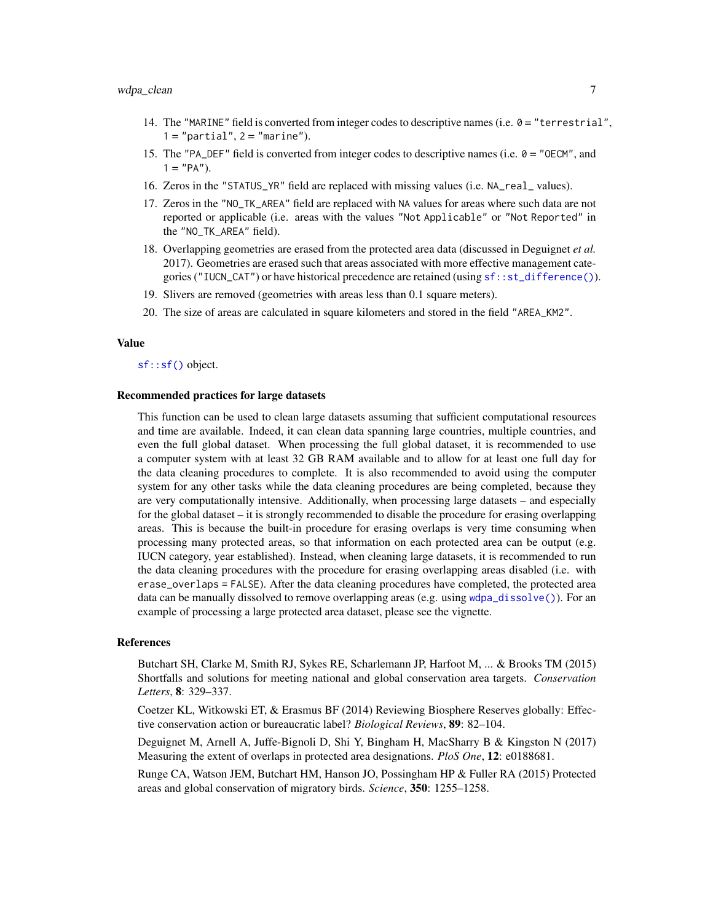14. The "MARINE" field is converted from integer codes to descriptive names (i.e. `0` = "terrestrial", `1` = "partial", `2` = "marine").
15. The "PA_DEF" field is converted from integer codes to descriptive names (i.e. `0` = "OECM", and `1` = "PA").
16. Zeros in the "STATUS_YR" field are replaced with missing values (i.e. `NA_real_` values).
17. Zeros in the "NO_TK_AREA" field are replaced with `NA` values for areas where such data are not reported or applicable (i.e. areas with the values "Not Applicable" or "Not Reported" in the "NO_TK_AREA" field).
18. Overlapping geometries are erased from the protected area data (discussed in Deguignet *et al.* 2017). Geometries are erased such that areas associated with more effective management categories ("IUCN_CAT") or have historical precedence are retained (using `sf::st_difference()`).
19. Slivers are removed (geometries with areas less than 0.1 square meters).
20. The size of areas are calculated in square kilometers and stored in the field "AREA_KM2".

## Value

`sf::sf()` object.

### Recommended practices for large datasets

This function can be used to clean large datasets assuming that sufficient computational resources and time are available. Indeed, it can clean data spanning large countries, multiple countries, and even the full global dataset. When processing the full global dataset, it is recommended to use a computer system with at least 32 GB RAM available and to allow for at least one full day for the data cleaning procedures to complete. It is also recommended to avoid using the computer system for any other tasks while the data cleaning procedures are being completed, because they are very computationally intensive. Additionally, when processing large datasets – and especially for the global dataset – it is strongly recommended to disable the procedure for erasing overlapping areas. This is because the built-in procedure for erasing overlaps is very time consuming when processing many protected areas, so that information on each protected area can be output (e.g. IUCN category, year established). Instead, when cleaning large datasets, it is recommended to run the data cleaning procedures with the procedure for erasing overlapping areas disabled (i.e. with `erase_overlaps = FALSE`). After the data cleaning procedures have completed, the protected area data can be manually dissolved to remove overlapping areas (e.g. using `wdpa_dissolve()`). For an example of processing a large protected area dataset, please see the vignette.

## References

Butchart SH, Clarke M, Smith RJ, Sykes RE, Scharlemann JP, Harfoot M, ... & Brooks TM (2015) Shortfalls and solutions for meeting national and global conservation area targets. *Conservation Letters*, **8**: 329–337.

Coetzer KL, Witkowski ET, & Erasmus BF (2014) Reviewing Biosphere Reserves globally: Effective conservation action or bureaucratic label? *Biological Reviews*, **89**: 82–104.

Deguignet M, Arnell A, Juffe-Bignoli D, Shi Y, Bingham H, MacSharry B & Kingston N (2017) Measuring the extent of overlaps in protected area designations. *PloS One*, **12**: e0188681.

Runge CA, Watson JEM, Butchart HM, Hanson JO, Possingham HP & Fuller RA (2015) Protected areas and global conservation of migratory birds. *Science*, **350**: 1255–1258.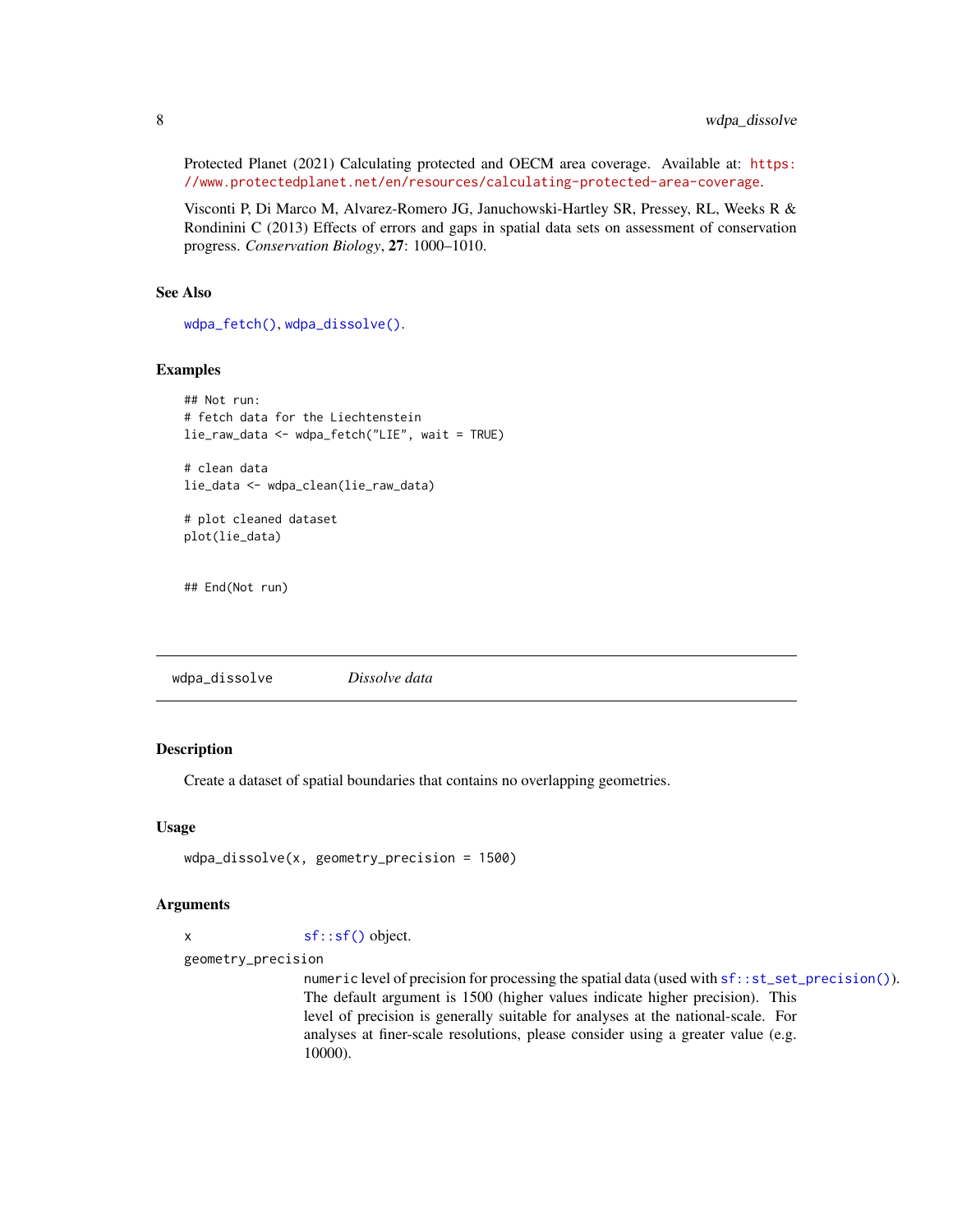Protected Planet (2021) Calculating protected and OECM area coverage. Available at: https://www.protectedplanet.net/en/resources/calculating-protected-area-coverage.

Visconti P, Di Marco M, Alvarez-Romero JG, Januchowski-Hartley SR, Pressey, RL, Weeks R & Rondinini C (2013) Effects of errors and gaps in spatial data sets on assessment of conservation progress. *Conservation Biology*, **27**: 1000–1010.

### See Also

`wdpa_fetch()`, `wdpa_dissolve()`.

### Examples

```
## Not run:
# fetch data for the Liechtenstein
lie_raw_data <- wdpa_fetch("LIE", wait = TRUE)

# clean data
lie_data <- wdpa_clean(lie_raw_data)

# plot cleaned dataset
plot(lie_data)


## End(Not run)
```

---

## wdpa_dissolve *Dissolve data*

### Description

Create a dataset of spatial boundaries that contains no overlapping geometries.

### Usage

```
wdpa_dissolve(x, geometry_precision = 1500)
```

### Arguments

| | |
|---|---|
| `x` | `sf::sf()` object. |
| `geometry_precision` | `numeric` level of precision for processing the spatial data (used with `sf::st_set_precision()`). The default argument is 1500 (higher values indicate higher precision). This level of precision is generally suitable for analyses at the national-scale. For analyses at finer-scale resolutions, please consider using a greater value (e.g. 10000). |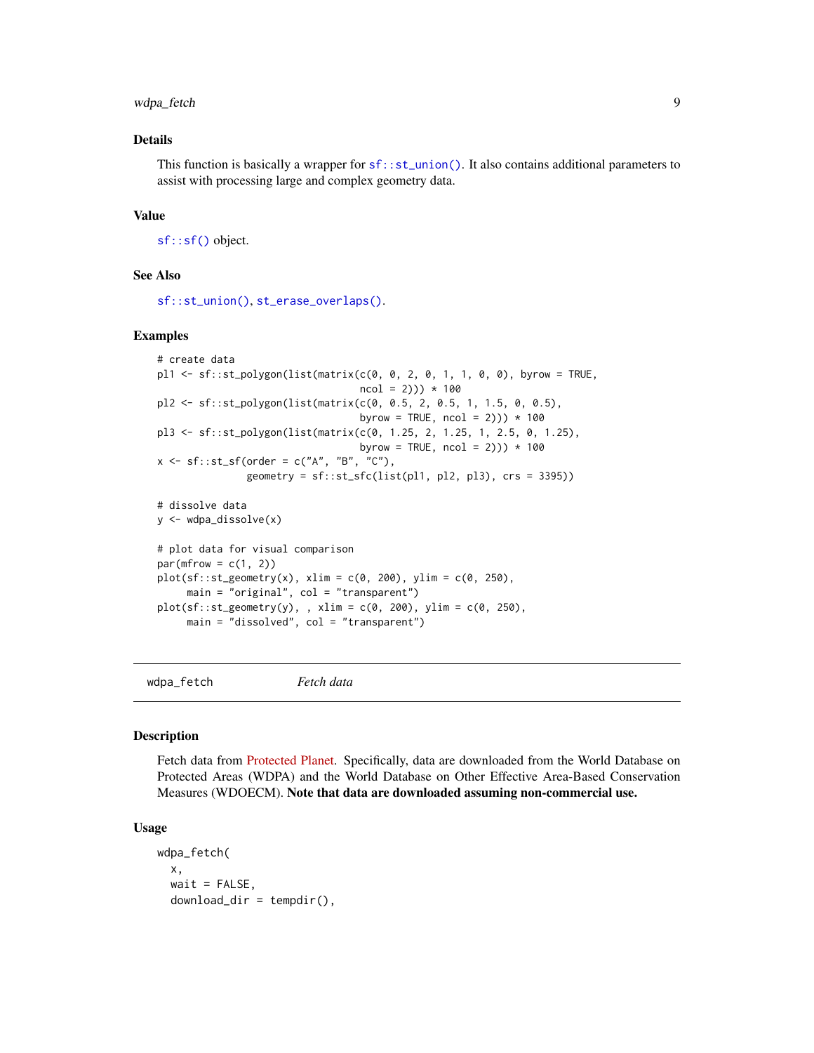### Details

This function is basically a wrapper for `sf::st_union()`. It also contains additional parameters to assist with processing large and complex geometry data.

### Value

`sf::sf()` object.

### See Also

`sf::st_union()`, `st_erase_overlaps()`.

### Examples

```
# create data
pl1 <- sf::st_polygon(list(matrix(c(0, 0, 2, 0, 1, 1, 0, 0), byrow = TRUE,
                                  ncol = 2))) * 100
pl2 <- sf::st_polygon(list(matrix(c(0, 0.5, 2, 0.5, 1, 1.5, 0, 0.5),
                                  byrow = TRUE, ncol = 2))) * 100
pl3 <- sf::st_polygon(list(matrix(c(0, 1.25, 2, 1.25, 1, 2.5, 0, 1.25),
                                  byrow = TRUE, ncol = 2))) * 100
x <- sf::st_sf(order = c("A", "B", "C"),
               geometry = sf::st_sfc(list(pl1, pl2, pl3), crs = 3395))

# dissolve data
y <- wdpa_dissolve(x)

# plot data for visual comparison
par(mfrow = c(1, 2))
plot(sf::st_geometry(x), xlim = c(0, 200), ylim = c(0, 250),
     main = "original", col = "transparent")
plot(sf::st_geometry(y), , xlim = c(0, 200), ylim = c(0, 250),
     main = "dissolved", col = "transparent")
```

---

## wdpa_fetch — *Fetch data*

### Description

Fetch data from Protected Planet. Specifically, data are downloaded from the World Database on Protected Areas (WDPA) and the World Database on Other Effective Area-Based Conservation Measures (WDOECM). **Note that data are downloaded assuming non-commercial use.**

### Usage

```
wdpa_fetch(
  x,
  wait = FALSE,
  download_dir = tempdir(),
```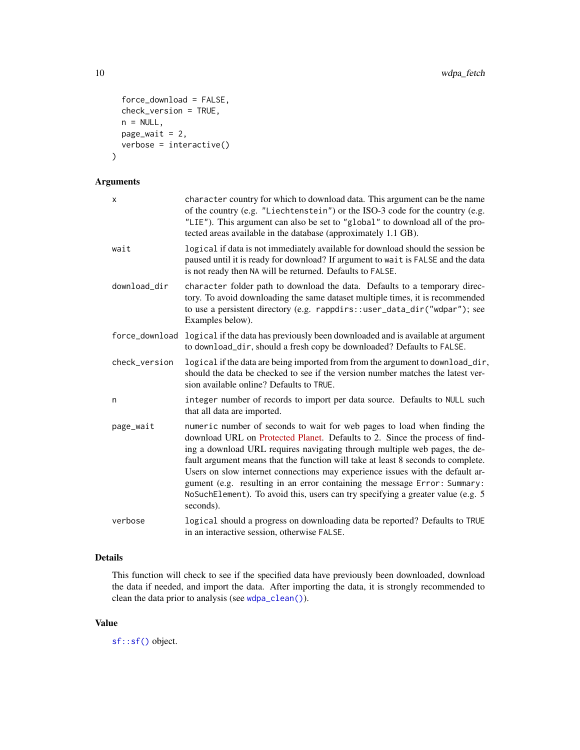```
  force_download = FALSE,
  check_version = TRUE,
  n = NULL,
  page_wait = 2,
  verbose = interactive()
)
```

## Arguments

| | |
|---|---|
| x | `character` country for which to download data. This argument can be the name of the country (e.g. `"Liechtenstein"`) or the ISO-3 code for the country (e.g. `"LIE"`). This argument can also be set to `"global"` to download all of the protected areas available in the database (approximately 1.1 GB). |
| wait | `logical` if data is not immediately available for download should the session be paused until it is ready for download? If argument to `wait` is `FALSE` and the data is not ready then `NA` will be returned. Defaults to `FALSE`. |
| download_dir | `character` folder path to download the data. Defaults to a temporary directory. To avoid downloading the same dataset multiple times, it is recommended to use a persistent directory (e.g. `rappdirs::user_data_dir("wdpar")`; see Examples below). |
| force_download | `logical` if the data has previously been downloaded and is available at argument to `download_dir`, should a fresh copy be downloaded? Defaults to `FALSE`. |
| check_version | `logical` if the data are being imported from from the argument to `download_dir`, should the data be checked to see if the version number matches the latest version available online? Defaults to `TRUE`. |
| n | `integer` number of records to import per data source. Defaults to `NULL` such that all data are imported. |
| page_wait | `numeric` number of seconds to wait for web pages to load when finding the download URL on Protected Planet. Defaults to 2. Since the process of finding a download URL requires navigating through multiple web pages, the default argument means that the function will take at least 8 seconds to complete. Users on slow internet connections may experience issues with the default argument (e.g. resulting in an error containing the message `Error: Summary: NoSuchElement`). To avoid this, users can try specifying a greater value (e.g. 5 seconds). |
| verbose | `logical` should a progress on downloading data be reported? Defaults to `TRUE` in an interactive session, otherwise `FALSE`. |

## Details

This function will check to see if the specified data have previously been downloaded, download the data if needed, and import the data. After importing the data, it is strongly recommended to clean the data prior to analysis (see `wdpa_clean()`).

## Value

`sf::sf()` object.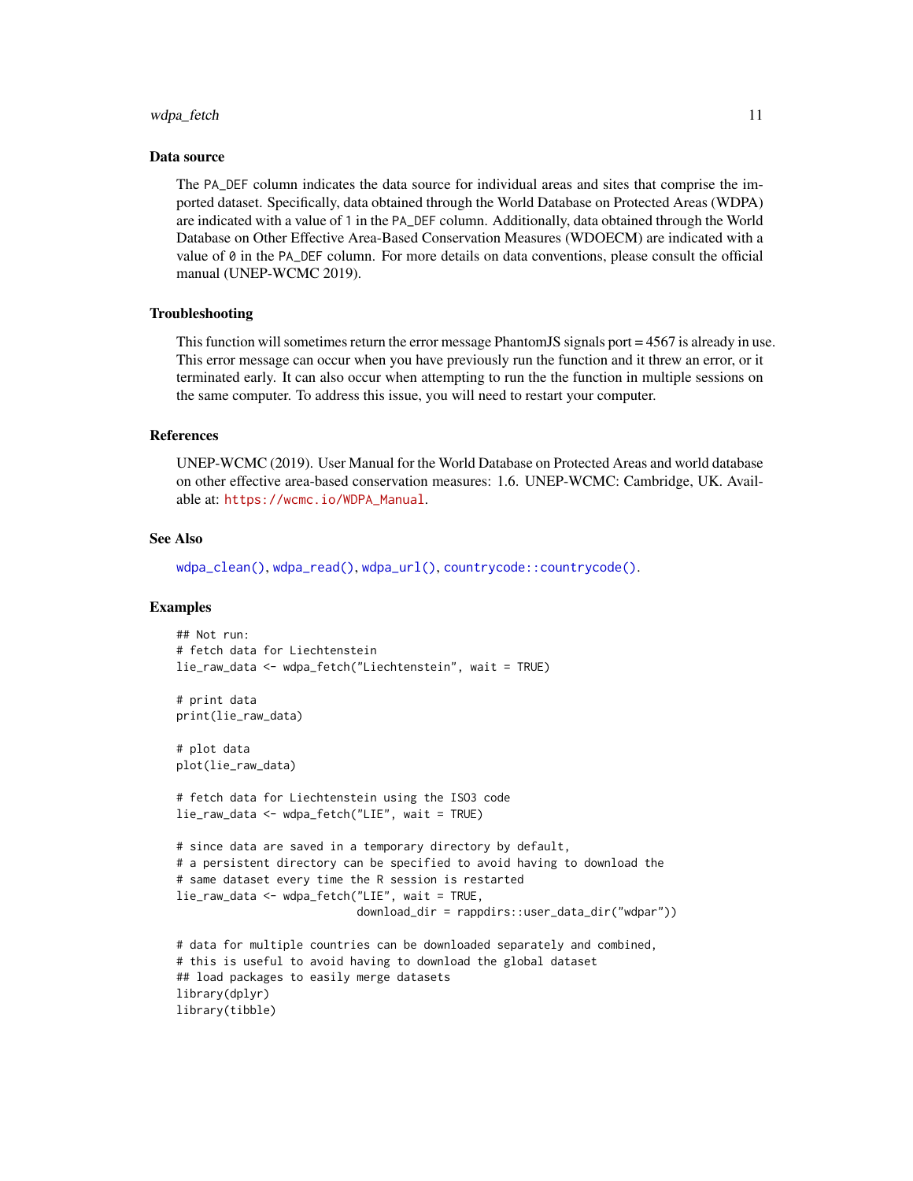### Data source

The `PA_DEF` column indicates the data source for individual areas and sites that comprise the imported dataset. Specifically, data obtained through the World Database on Protected Areas (WDPA) are indicated with a value of `1` in the `PA_DEF` column. Additionally, data obtained through the World Database on Other Effective Area-Based Conservation Measures (WDOECM) are indicated with a value of `0` in the `PA_DEF` column. For more details on data conventions, please consult the official manual (UNEP-WCMC 2019).

### Troubleshooting

This function will sometimes return the error message PhantomJS signals port = 4567 is already in use. This error message can occur when you have previously run the function and it threw an error, or it terminated early. It can also occur when attempting to run the the function in multiple sessions on the same computer. To address this issue, you will need to restart your computer.

### References

UNEP-WCMC (2019). User Manual for the World Database on Protected Areas and world database on other effective area-based conservation measures: 1.6. UNEP-WCMC: Cambridge, UK. Available at: https://wcmc.io/WDPA_Manual.

### See Also

`wdpa_clean()`, `wdpa_read()`, `wdpa_url()`, `countrycode::countrycode()`.

### Examples

```
## Not run:
# fetch data for Liechtenstein
lie_raw_data <- wdpa_fetch("Liechtenstein", wait = TRUE)

# print data
print(lie_raw_data)

# plot data
plot(lie_raw_data)

# fetch data for Liechtenstein using the ISO3 code
lie_raw_data <- wdpa_fetch("LIE", wait = TRUE)

# since data are saved in a temporary directory by default,
# a persistent directory can be specified to avoid having to download the
# same dataset every time the R session is restarted
lie_raw_data <- wdpa_fetch("LIE", wait = TRUE,
                           download_dir = rappdirs::user_data_dir("wdpar"))

# data for multiple countries can be downloaded separately and combined,
# this is useful to avoid having to download the global dataset
## load packages to easily merge datasets
library(dplyr)
library(tibble)
```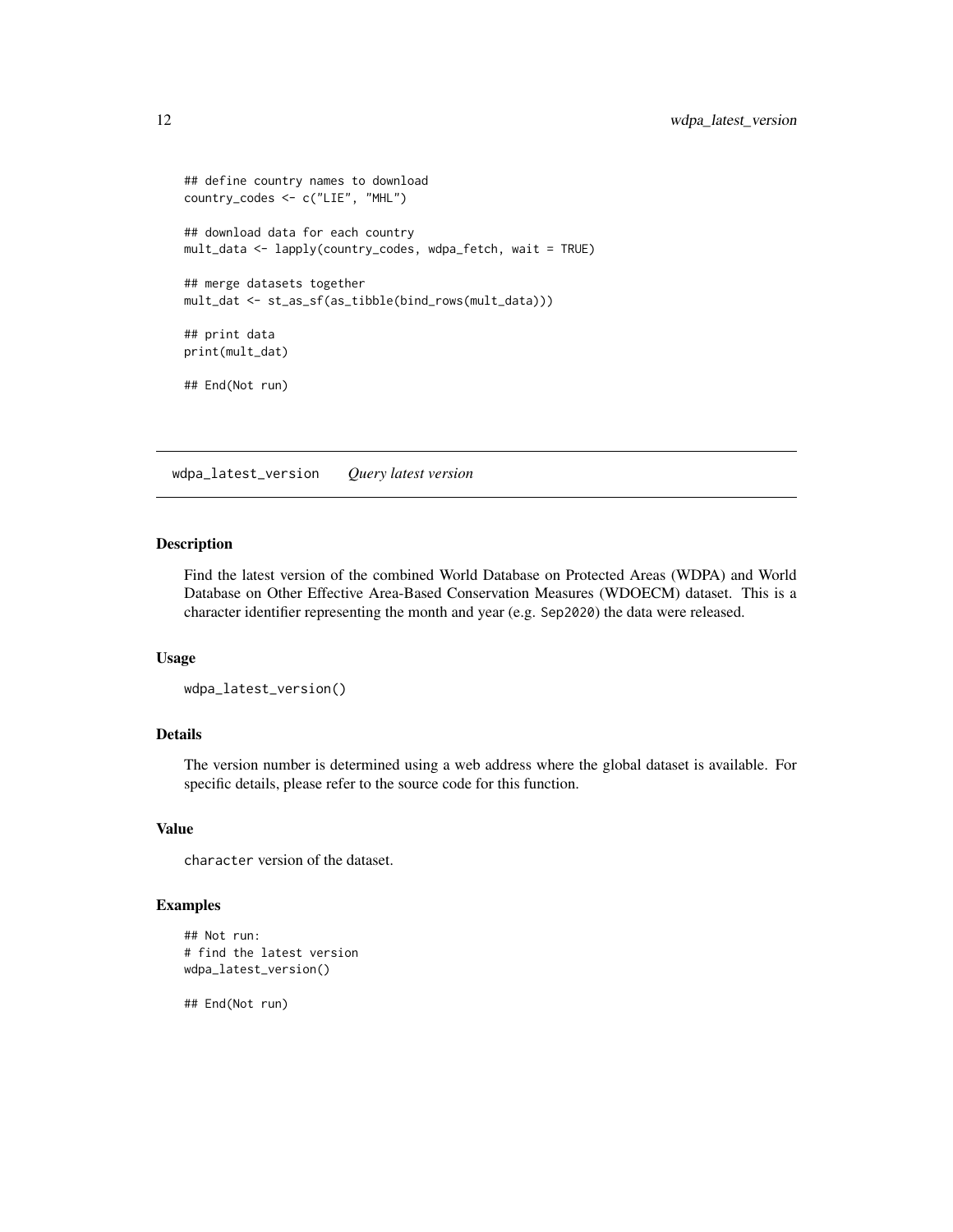```
## define country names to download
country_codes <- c("LIE", "MHL")

## download data for each country
mult_data <- lapply(country_codes, wdpa_fetch, wait = TRUE)

## merge datasets together
mult_dat <- st_as_sf(as_tibble(bind_rows(mult_data)))

## print data
print(mult_dat)

## End(Not run)
```

## wdpa_latest_version *Query latest version*

### Description

Find the latest version of the combined World Database on Protected Areas (WDPA) and World Database on Other Effective Area-Based Conservation Measures (WDOECM) dataset. This is a character identifier representing the month and year (e.g. `Sep2020`) the data were released.

### Usage

```
wdpa_latest_version()
```

### Details

The version number is determined using a web address where the global dataset is available. For specific details, please refer to the source code for this function.

### Value

`character` version of the dataset.

### Examples

```
## Not run:
# find the latest version
wdpa_latest_version()

## End(Not run)
```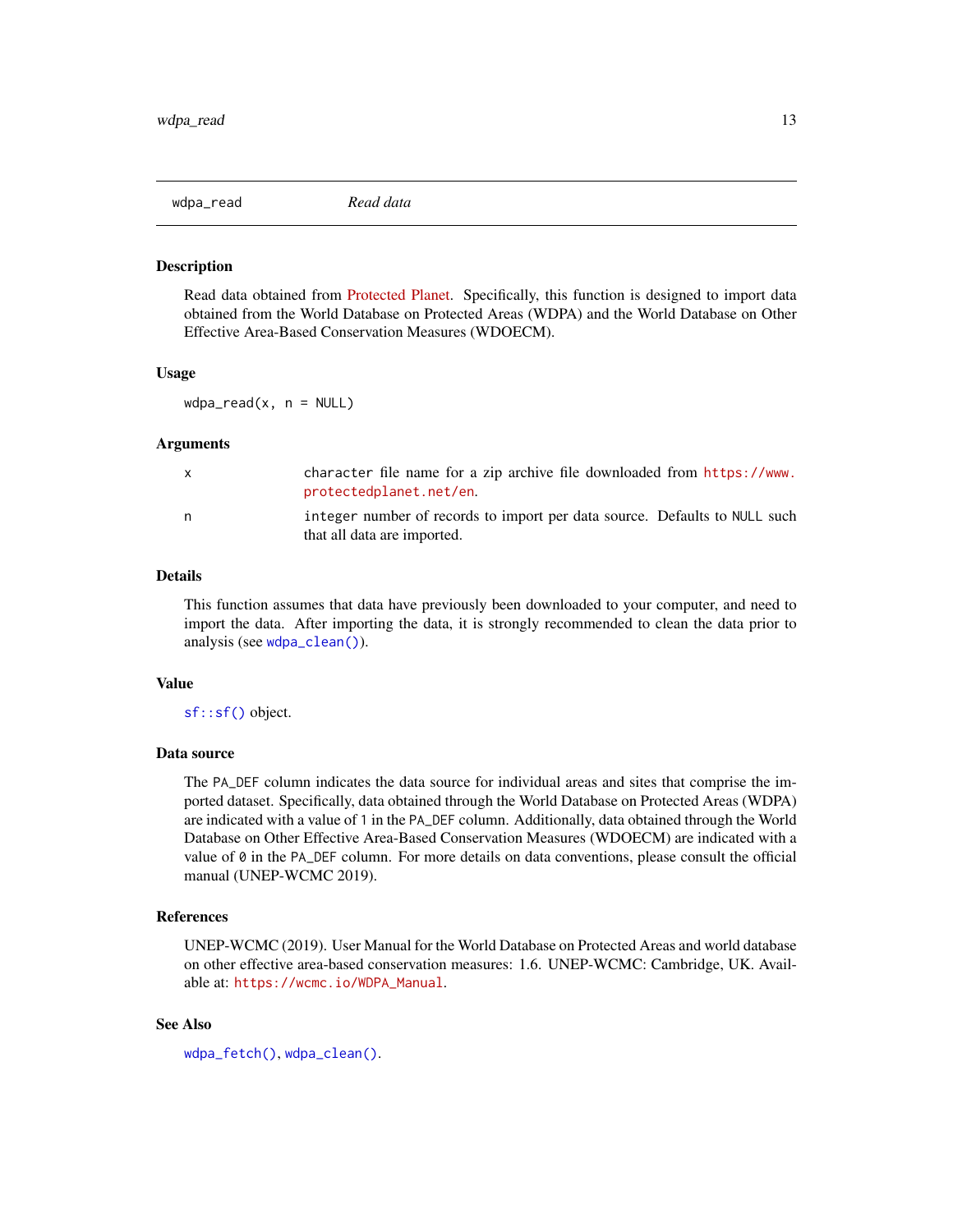## wdpa_read — *Read data*

### Description

Read data obtained from Protected Planet. Specifically, this function is designed to import data obtained from the World Database on Protected Areas (WDPA) and the World Database on Other Effective Area-Based Conservation Measures (WDOECM).

### Usage

```
wdpa_read(x, n = NULL)
```

### Arguments

| | |
|---|---|
| x | character file name for a zip archive file downloaded from https://www.protectedplanet.net/en. |
| n | integer number of records to import per data source. Defaults to NULL such that all data are imported. |

### Details

This function assumes that data have previously been downloaded to your computer, and need to import the data. After importing the data, it is strongly recommended to clean the data prior to analysis (see `wdpa_clean()`).

### Value

`sf::sf()` object.

### Data source

The PA_DEF column indicates the data source for individual areas and sites that comprise the imported dataset. Specifically, data obtained through the World Database on Protected Areas (WDPA) are indicated with a value of 1 in the PA_DEF column. Additionally, data obtained through the World Database on Other Effective Area-Based Conservation Measures (WDOECM) are indicated with a value of 0 in the PA_DEF column. For more details on data conventions, please consult the official manual (UNEP-WCMC 2019).

### References

UNEP-WCMC (2019). User Manual for the World Database on Protected Areas and world database on other effective area-based conservation measures: 1.6. UNEP-WCMC: Cambridge, UK. Available at: https://wcmc.io/WDPA_Manual.

### See Also

`wdpa_fetch()`, `wdpa_clean()`.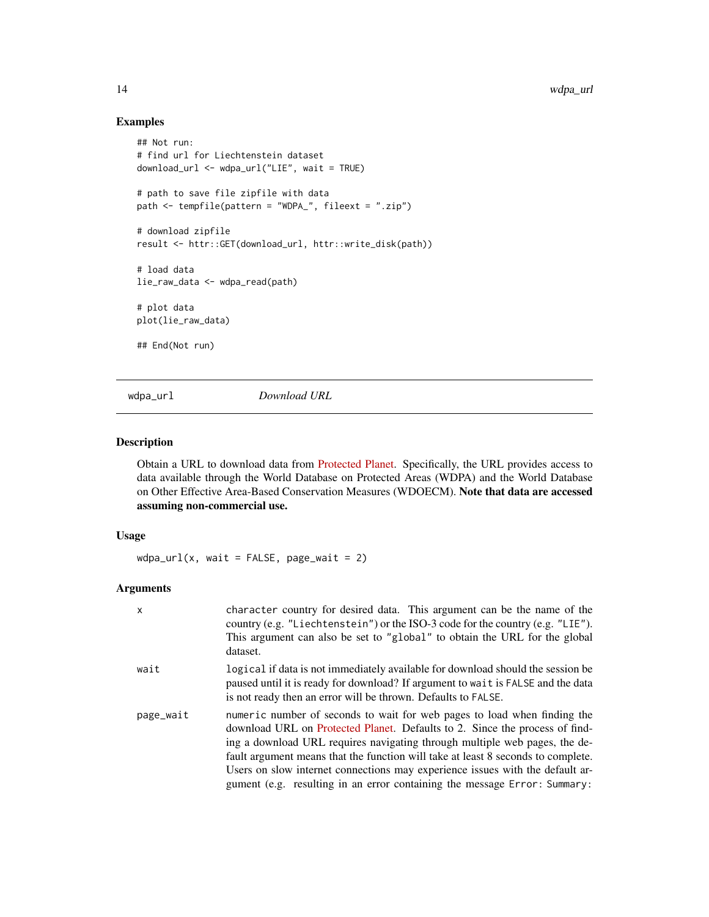## Examples

```
## Not run:
# find url for Liechtenstein dataset
download_url <- wdpa_url("LIE", wait = TRUE)

# path to save file zipfile with data
path <- tempfile(pattern = "WDPA_", fileext = ".zip")

# download zipfile
result <- httr::GET(download_url, httr::write_disk(path))

# load data
lie_raw_data <- wdpa_read(path)

# plot data
plot(lie_raw_data)

## End(Not run)
```

---

# wdpa_url — *Download URL*

## Description

Obtain a URL to download data from Protected Planet. Specifically, the URL provides access to data available through the World Database on Protected Areas (WDPA) and the World Database on Other Effective Area-Based Conservation Measures (WDOECM). **Note that data are accessed assuming non-commercial use.**

## Usage

```
wdpa_url(x, wait = FALSE, page_wait = 2)
```

## Arguments

| | |
|---|---|
| `x` | `character` country for desired data. This argument can be the name of the country (e.g. `"Liechtenstein"`) or the ISO-3 code for the country (e.g. `"LIE"`). This argument can also be set to `"global"` to obtain the URL for the global dataset. |
| `wait` | `logical` if data is not immediately available for download should the session be paused until it is ready for download? If argument to `wait` is `FALSE` and the data is not ready then an error will be thrown. Defaults to `FALSE`. |
| `page_wait` | `numeric` number of seconds to wait for web pages to load when finding the download URL on Protected Planet. Defaults to 2. Since the process of finding a download URL requires navigating through multiple web pages, the default argument means that the function will take at least 8 seconds to complete. Users on slow internet connections may experience issues with the default argument (e.g. resulting in an error containing the message `Error: Summary:` |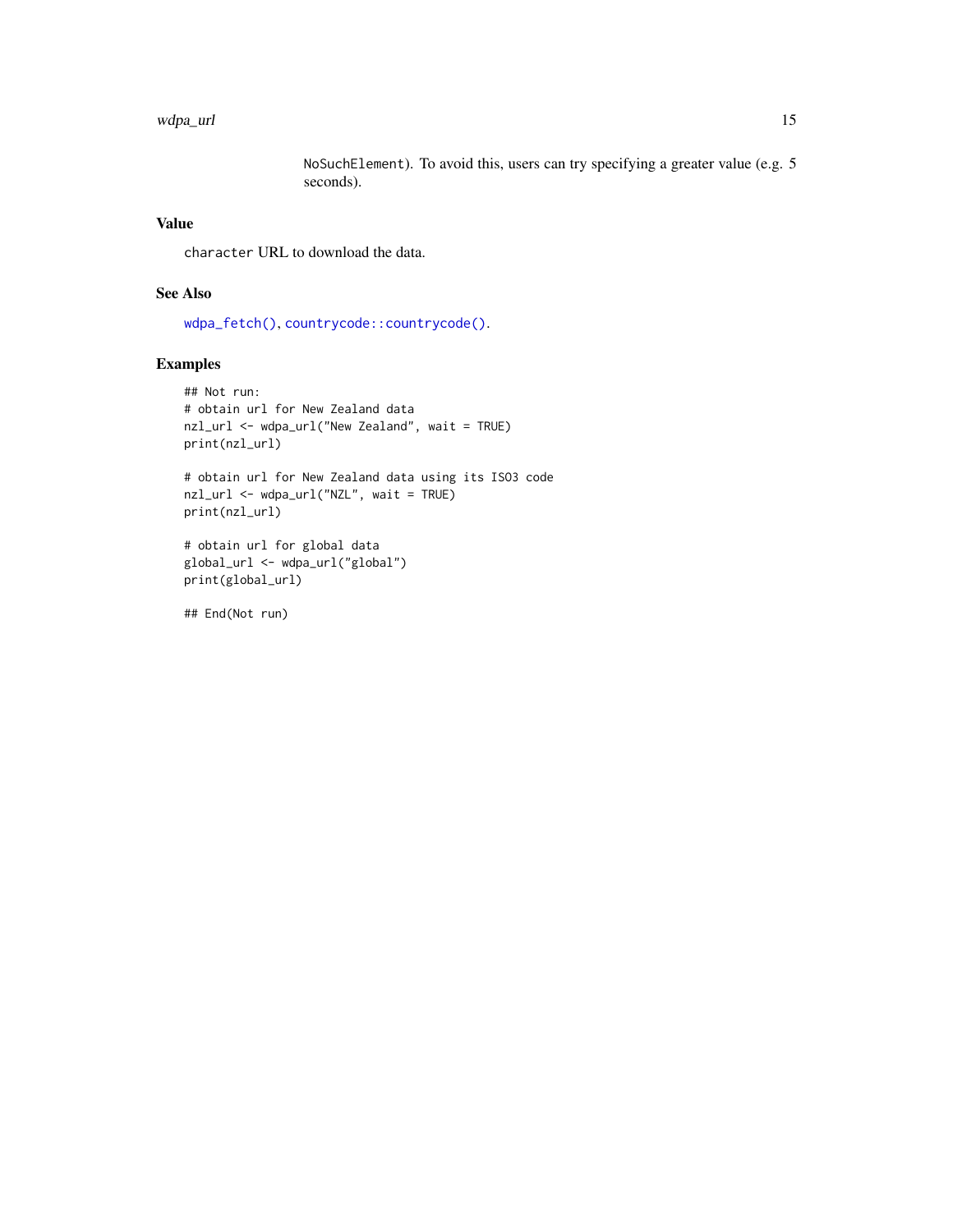NoSuchElement). To avoid this, users can try specifying a greater value (e.g. 5 seconds).

## Value

character URL to download the data.

## See Also

wdpa_fetch(), countrycode::countrycode().

## Examples

```
## Not run:
# obtain url for New Zealand data
nzl_url <- wdpa_url("New Zealand", wait = TRUE)
print(nzl_url)

# obtain url for New Zealand data using its ISO3 code
nzl_url <- wdpa_url("NZL", wait = TRUE)
print(nzl_url)

# obtain url for global data
global_url <- wdpa_url("global")
print(global_url)

## End(Not run)
```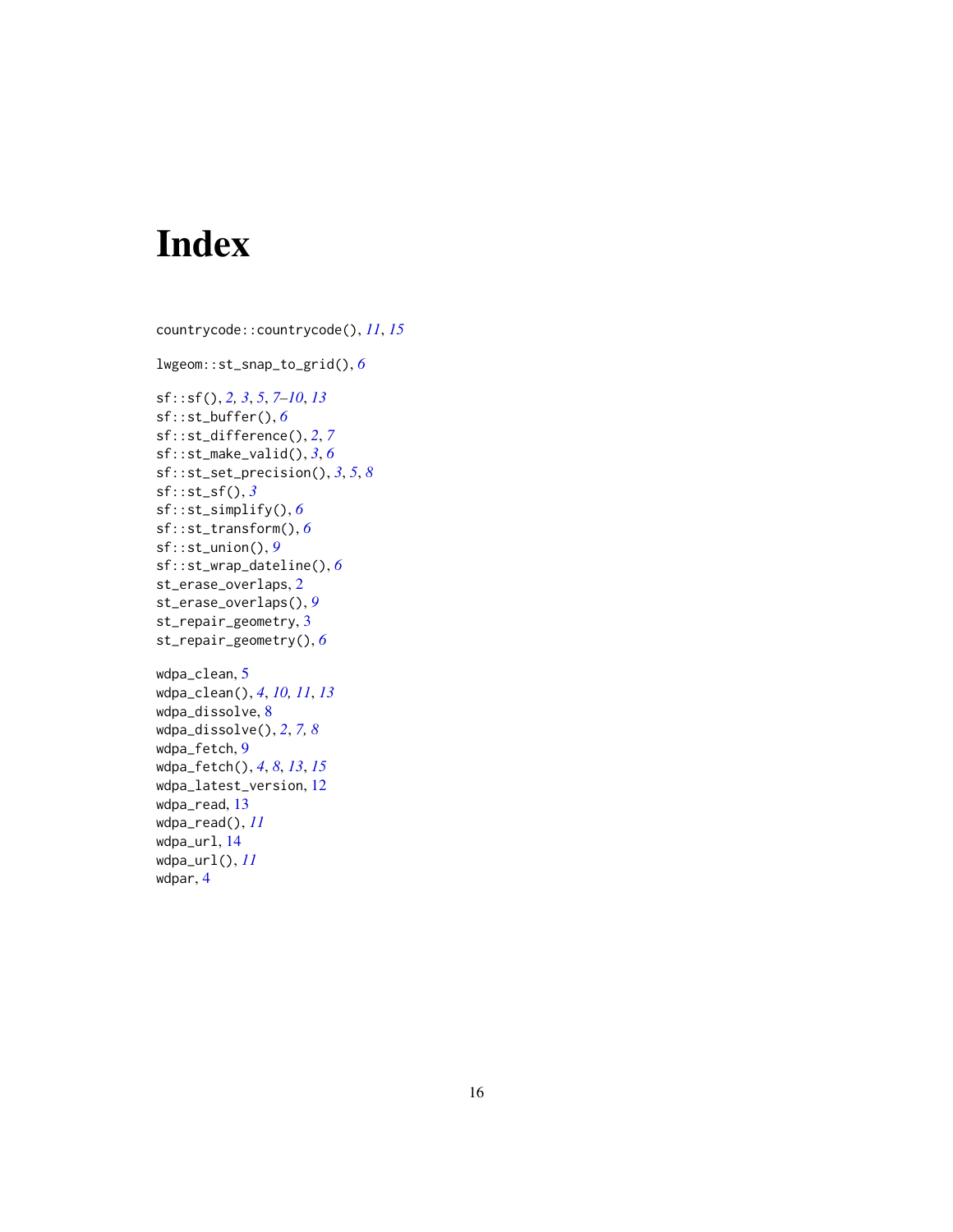# Index

countrycode::countrycode(), *11*, *15*

lwgeom::st_snap_to_grid(), *6*

sf::sf(), *2, 3*, *5*, *7–10*, *13*
sf::st_buffer(), *6*
sf::st_difference(), *2*, *7*
sf::st_make_valid(), *3*, *6*
sf::st_set_precision(), *3*, *5*, *8*
sf::st_sf(), *3*
sf::st_simplify(), *6*
sf::st_transform(), *6*
sf::st_union(), *9*
sf::st_wrap_dateline(), *6*
st_erase_overlaps, 2
st_erase_overlaps(), *9*
st_repair_geometry, 3
st_repair_geometry(), *6*

wdpa_clean, 5
wdpa_clean(), *4*, *10, 11*, *13*
wdpa_dissolve, 8
wdpa_dissolve(), *2*, *7, 8*
wdpa_fetch, 9
wdpa_fetch(), *4*, *8*, *13*, *15*
wdpa_latest_version, 12
wdpa_read, 13
wdpa_read(), *11*
wdpa_url, 14
wdpa_url(), *11*
wdpar, 4